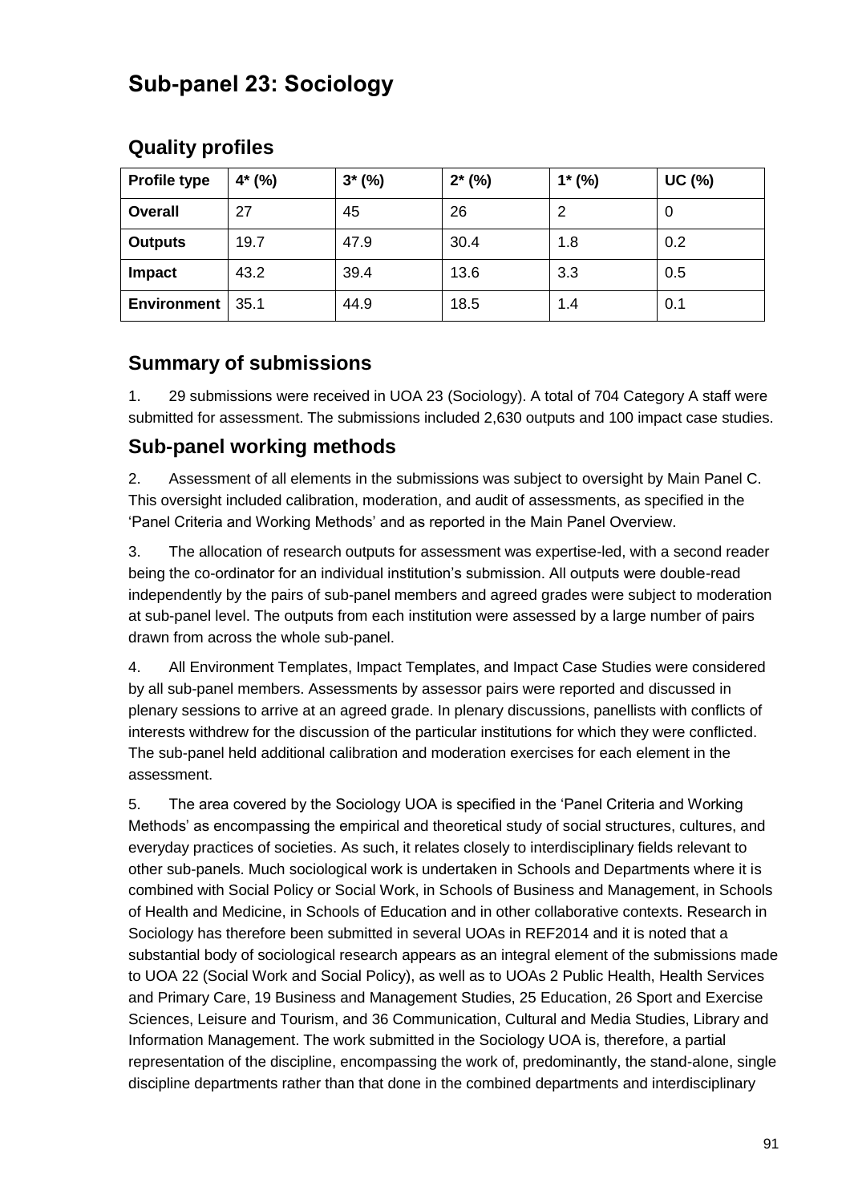# Sub-panel 23: Sociology

## Quality profiles

| Profile type | 4* (%) | 3* (%) | 2* (%) | 1* (%) | UC (%) |
|---|---|---|---|---|---|
| **Overall** | 27 | 45 | 26 | 2 | 0 |
| **Outputs** | 19.7 | 47.9 | 30.4 | 1.8 | 0.2 |
| **Impact** | 43.2 | 39.4 | 13.6 | 3.3 | 0.5 |
| **Environment** | 35.1 | 44.9 | 18.5 | 1.4 | 0.1 |

## Summary of submissions

1. 29 submissions were received in UOA 23 (Sociology). A total of 704 Category A staff were submitted for assessment. The submissions included 2,630 outputs and 100 impact case studies.

## Sub-panel working methods

2. Assessment of all elements in the submissions was subject to oversight by Main Panel C. This oversight included calibration, moderation, and audit of assessments, as specified in the 'Panel Criteria and Working Methods' and as reported in the Main Panel Overview.

3. The allocation of research outputs for assessment was expertise-led, with a second reader being the co-ordinator for an individual institution's submission. All outputs were double-read independently by the pairs of sub-panel members and agreed grades were subject to moderation at sub-panel level. The outputs from each institution were assessed by a large number of pairs drawn from across the whole sub-panel.

4. All Environment Templates, Impact Templates, and Impact Case Studies were considered by all sub-panel members. Assessments by assessor pairs were reported and discussed in plenary sessions to arrive at an agreed grade. In plenary discussions, panellists with conflicts of interests withdrew for the discussion of the particular institutions for which they were conflicted. The sub-panel held additional calibration and moderation exercises for each element in the assessment.

5. The area covered by the Sociology UOA is specified in the 'Panel Criteria and Working Methods' as encompassing the empirical and theoretical study of social structures, cultures, and everyday practices of societies. As such, it relates closely to interdisciplinary fields relevant to other sub-panels. Much sociological work is undertaken in Schools and Departments where it is combined with Social Policy or Social Work, in Schools of Business and Management, in Schools of Health and Medicine, in Schools of Education and in other collaborative contexts. Research in Sociology has therefore been submitted in several UOAs in REF2014 and it is noted that a substantial body of sociological research appears as an integral element of the submissions made to UOA 22 (Social Work and Social Policy), as well as to UOAs 2 Public Health, Health Services and Primary Care, 19 Business and Management Studies, 25 Education, 26 Sport and Exercise Sciences, Leisure and Tourism, and 36 Communication, Cultural and Media Studies, Library and Information Management. The work submitted in the Sociology UOA is, therefore, a partial representation of the discipline, encompassing the work of, predominantly, the stand-alone, single discipline departments rather than that done in the combined departments and interdisciplinary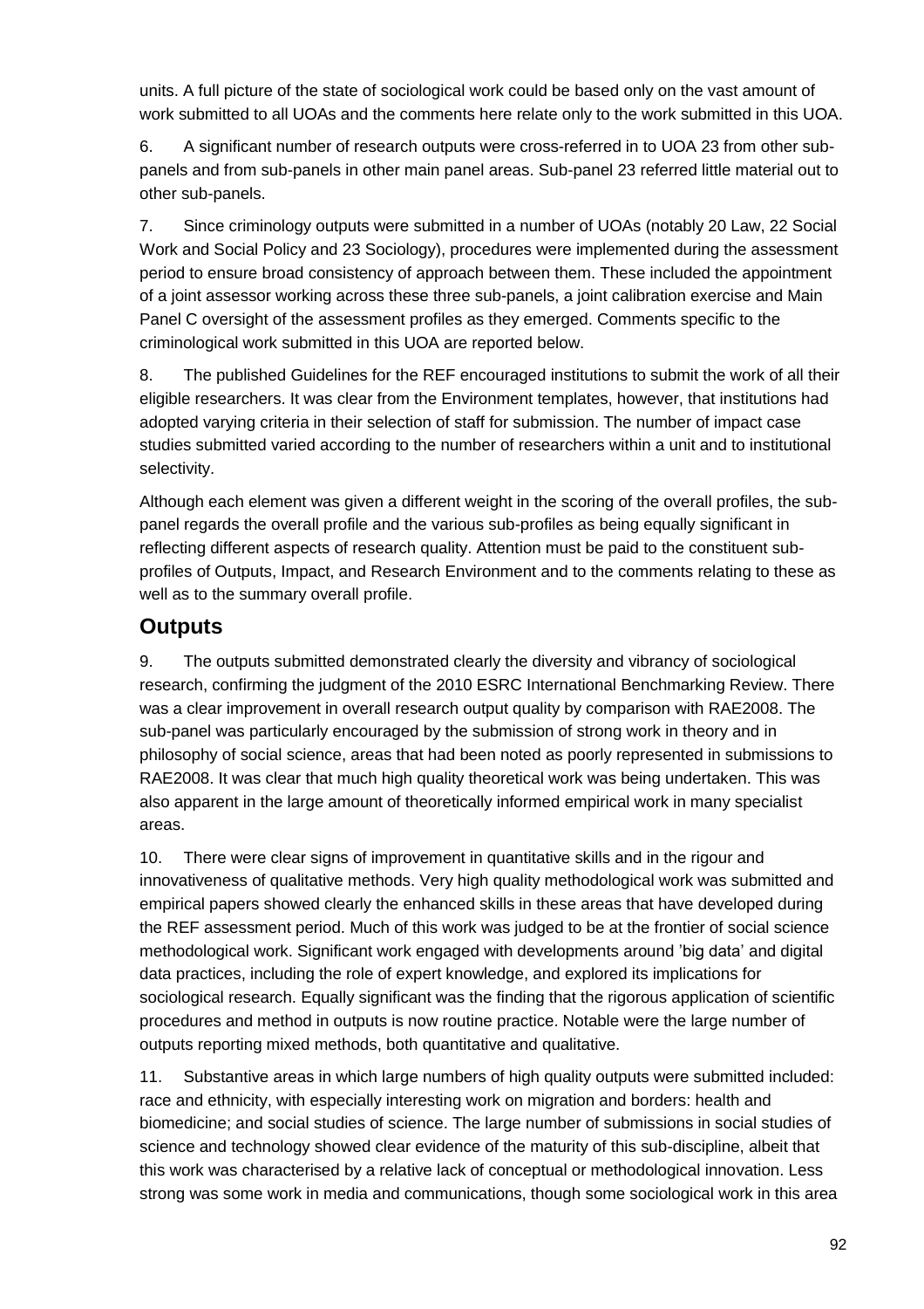units. A full picture of the state of sociological work could be based only on the vast amount of work submitted to all UOAs and the comments here relate only to the work submitted in this UOA.

6. A significant number of research outputs were cross-referred in to UOA 23 from other sub-panels and from sub-panels in other main panel areas. Sub-panel 23 referred little material out to other sub-panels.

7. Since criminology outputs were submitted in a number of UOAs (notably 20 Law, 22 Social Work and Social Policy and 23 Sociology), procedures were implemented during the assessment period to ensure broad consistency of approach between them. These included the appointment of a joint assessor working across these three sub-panels, a joint calibration exercise and Main Panel C oversight of the assessment profiles as they emerged. Comments specific to the criminological work submitted in this UOA are reported below.

8. The published Guidelines for the REF encouraged institutions to submit the work of all their eligible researchers. It was clear from the Environment templates, however, that institutions had adopted varying criteria in their selection of staff for submission. The number of impact case studies submitted varied according to the number of researchers within a unit and to institutional selectivity.

Although each element was given a different weight in the scoring of the overall profiles, the sub-panel regards the overall profile and the various sub-profiles as being equally significant in reflecting different aspects of research quality. Attention must be paid to the constituent sub-profiles of Outputs, Impact, and Research Environment and to the comments relating to these as well as to the summary overall profile.

## Outputs

9. The outputs submitted demonstrated clearly the diversity and vibrancy of sociological research, confirming the judgment of the 2010 ESRC International Benchmarking Review. There was a clear improvement in overall research output quality by comparison with RAE2008. The sub-panel was particularly encouraged by the submission of strong work in theory and in philosophy of social science, areas that had been noted as poorly represented in submissions to RAE2008. It was clear that much high quality theoretical work was being undertaken. This was also apparent in the large amount of theoretically informed empirical work in many specialist areas.

10. There were clear signs of improvement in quantitative skills and in the rigour and innovativeness of qualitative methods. Very high quality methodological work was submitted and empirical papers showed clearly the enhanced skills in these areas that have developed during the REF assessment period. Much of this work was judged to be at the frontier of social science methodological work. Significant work engaged with developments around 'big data' and digital data practices, including the role of expert knowledge, and explored its implications for sociological research. Equally significant was the finding that the rigorous application of scientific procedures and method in outputs is now routine practice. Notable were the large number of outputs reporting mixed methods, both quantitative and qualitative.

11. Substantive areas in which large numbers of high quality outputs were submitted included: race and ethnicity, with especially interesting work on migration and borders: health and biomedicine; and social studies of science. The large number of submissions in social studies of science and technology showed clear evidence of the maturity of this sub-discipline, albeit that this work was characterised by a relative lack of conceptual or methodological innovation. Less strong was some work in media and communications, though some sociological work in this area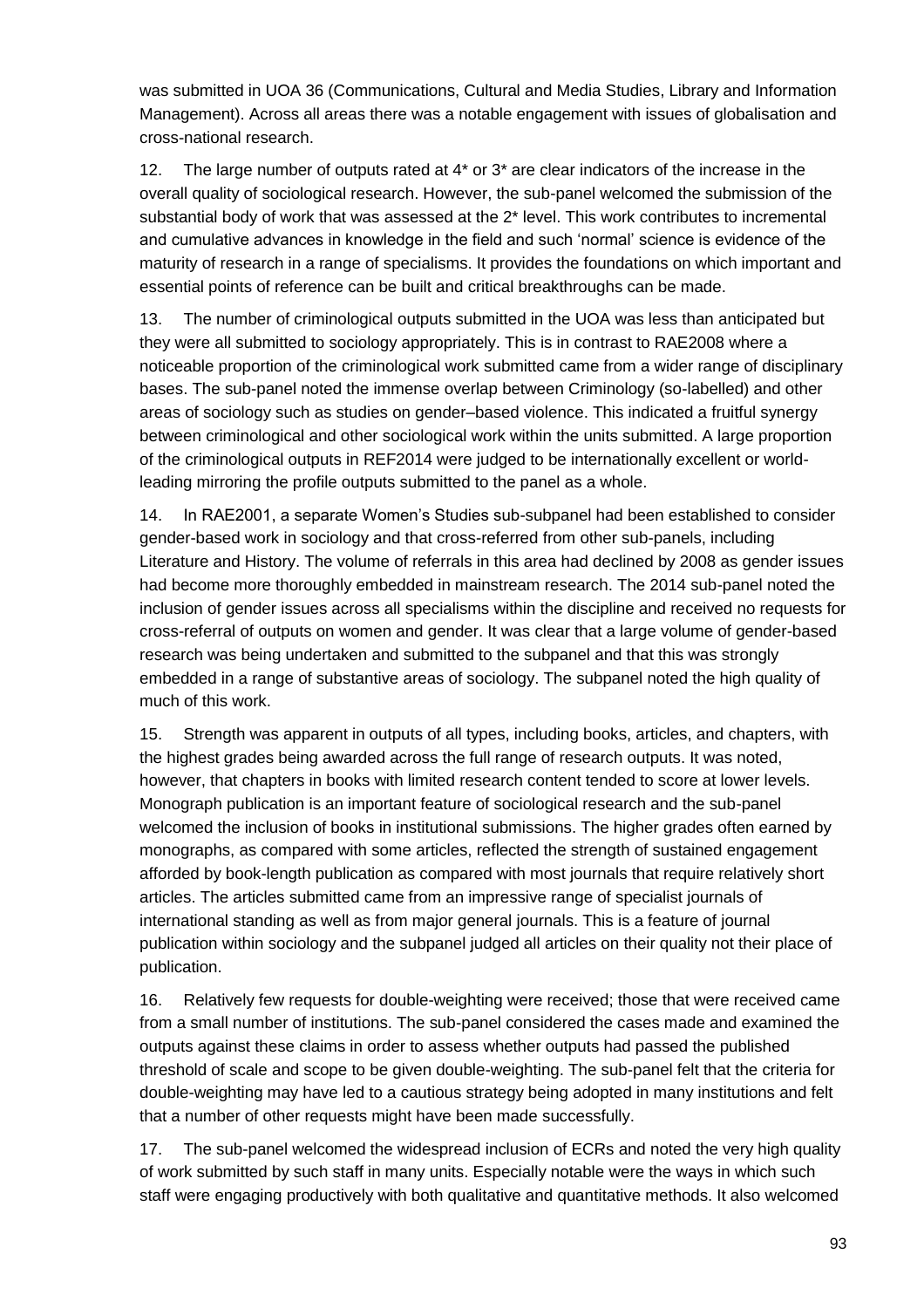was submitted in UOA 36 (Communications, Cultural and Media Studies, Library and Information Management). Across all areas there was a notable engagement with issues of globalisation and cross-national research.

12. The large number of outputs rated at 4* or 3* are clear indicators of the increase in the overall quality of sociological research. However, the sub-panel welcomed the submission of the substantial body of work that was assessed at the 2* level. This work contributes to incremental and cumulative advances in knowledge in the field and such 'normal' science is evidence of the maturity of research in a range of specialisms. It provides the foundations on which important and essential points of reference can be built and critical breakthroughs can be made.

13. The number of criminological outputs submitted in the UOA was less than anticipated but they were all submitted to sociology appropriately. This is in contrast to RAE2008 where a noticeable proportion of the criminological work submitted came from a wider range of disciplinary bases. The sub-panel noted the immense overlap between Criminology (so-labelled) and other areas of sociology such as studies on gender–based violence. This indicated a fruitful synergy between criminological and other sociological work within the units submitted. A large proportion of the criminological outputs in REF2014 were judged to be internationally excellent or world-leading mirroring the profile outputs submitted to the panel as a whole.

14. In RAE2001, a separate Women's Studies sub-subpanel had been established to consider gender-based work in sociology and that cross-referred from other sub-panels, including Literature and History. The volume of referrals in this area had declined by 2008 as gender issues had become more thoroughly embedded in mainstream research. The 2014 sub-panel noted the inclusion of gender issues across all specialisms within the discipline and received no requests for cross-referral of outputs on women and gender. It was clear that a large volume of gender-based research was being undertaken and submitted to the subpanel and that this was strongly embedded in a range of substantive areas of sociology. The subpanel noted the high quality of much of this work.

15. Strength was apparent in outputs of all types, including books, articles, and chapters, with the highest grades being awarded across the full range of research outputs. It was noted, however, that chapters in books with limited research content tended to score at lower levels. Monograph publication is an important feature of sociological research and the sub-panel welcomed the inclusion of books in institutional submissions. The higher grades often earned by monographs, as compared with some articles, reflected the strength of sustained engagement afforded by book-length publication as compared with most journals that require relatively short articles. The articles submitted came from an impressive range of specialist journals of international standing as well as from major general journals. This is a feature of journal publication within sociology and the subpanel judged all articles on their quality not their place of publication.

16. Relatively few requests for double-weighting were received; those that were received came from a small number of institutions. The sub-panel considered the cases made and examined the outputs against these claims in order to assess whether outputs had passed the published threshold of scale and scope to be given double-weighting. The sub-panel felt that the criteria for double-weighting may have led to a cautious strategy being adopted in many institutions and felt that a number of other requests might have been made successfully.

17. The sub-panel welcomed the widespread inclusion of ECRs and noted the very high quality of work submitted by such staff in many units. Especially notable were the ways in which such staff were engaging productively with both qualitative and quantitative methods. It also welcomed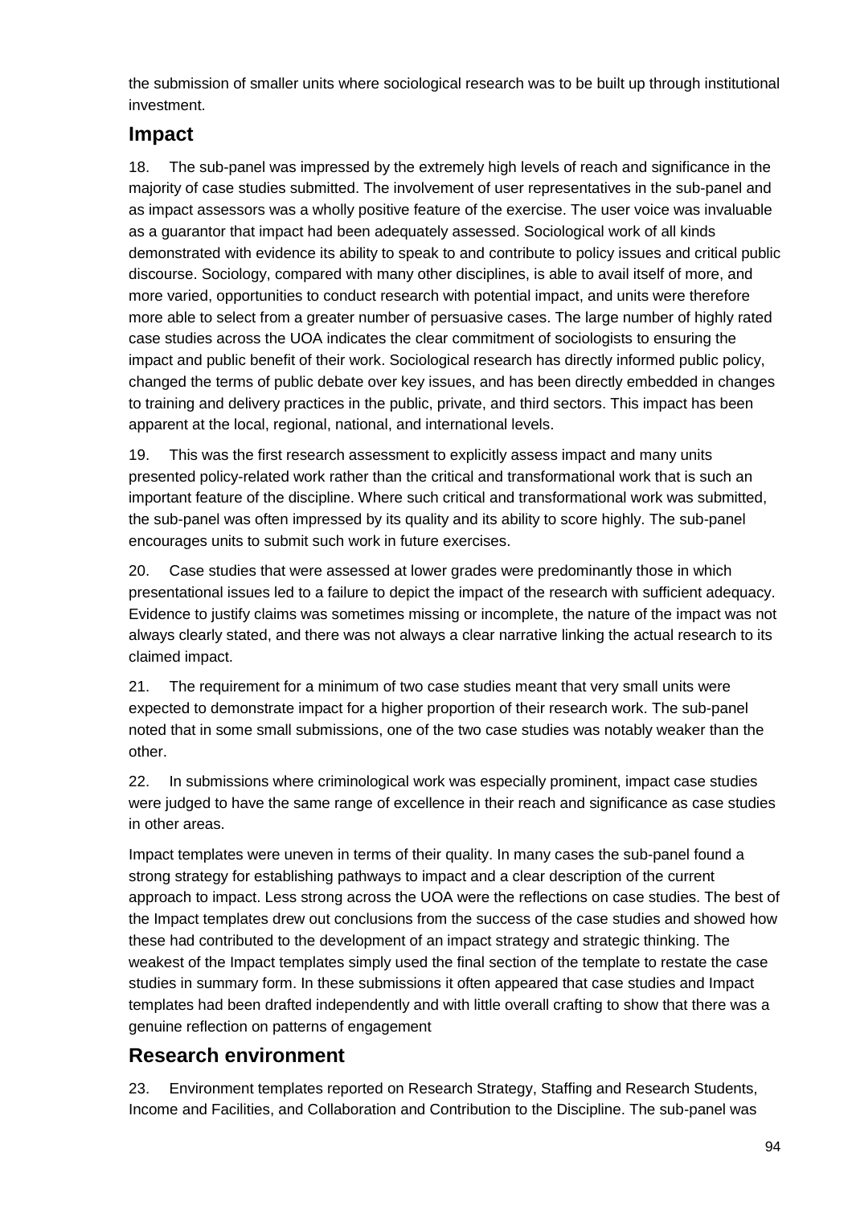the submission of smaller units where sociological research was to be built up through institutional investment.

## Impact

18. The sub-panel was impressed by the extremely high levels of reach and significance in the majority of case studies submitted. The involvement of user representatives in the sub-panel and as impact assessors was a wholly positive feature of the exercise. The user voice was invaluable as a guarantor that impact had been adequately assessed. Sociological work of all kinds demonstrated with evidence its ability to speak to and contribute to policy issues and critical public discourse. Sociology, compared with many other disciplines, is able to avail itself of more, and more varied, opportunities to conduct research with potential impact, and units were therefore more able to select from a greater number of persuasive cases. The large number of highly rated case studies across the UOA indicates the clear commitment of sociologists to ensuring the impact and public benefit of their work. Sociological research has directly informed public policy, changed the terms of public debate over key issues, and has been directly embedded in changes to training and delivery practices in the public, private, and third sectors. This impact has been apparent at the local, regional, national, and international levels.

19. This was the first research assessment to explicitly assess impact and many units presented policy-related work rather than the critical and transformational work that is such an important feature of the discipline. Where such critical and transformational work was submitted, the sub-panel was often impressed by its quality and its ability to score highly. The sub-panel encourages units to submit such work in future exercises.

20. Case studies that were assessed at lower grades were predominantly those in which presentational issues led to a failure to depict the impact of the research with sufficient adequacy. Evidence to justify claims was sometimes missing or incomplete, the nature of the impact was not always clearly stated, and there was not always a clear narrative linking the actual research to its claimed impact.

21. The requirement for a minimum of two case studies meant that very small units were expected to demonstrate impact for a higher proportion of their research work. The sub-panel noted that in some small submissions, one of the two case studies was notably weaker than the other.

22. In submissions where criminological work was especially prominent, impact case studies were judged to have the same range of excellence in their reach and significance as case studies in other areas.

Impact templates were uneven in terms of their quality. In many cases the sub-panel found a strong strategy for establishing pathways to impact and a clear description of the current approach to impact. Less strong across the UOA were the reflections on case studies. The best of the Impact templates drew out conclusions from the success of the case studies and showed how these had contributed to the development of an impact strategy and strategic thinking. The weakest of the Impact templates simply used the final section of the template to restate the case studies in summary form. In these submissions it often appeared that case studies and Impact templates had been drafted independently and with little overall crafting to show that there was a genuine reflection on patterns of engagement

## Research environment

23. Environment templates reported on Research Strategy, Staffing and Research Students, Income and Facilities, and Collaboration and Contribution to the Discipline. The sub-panel was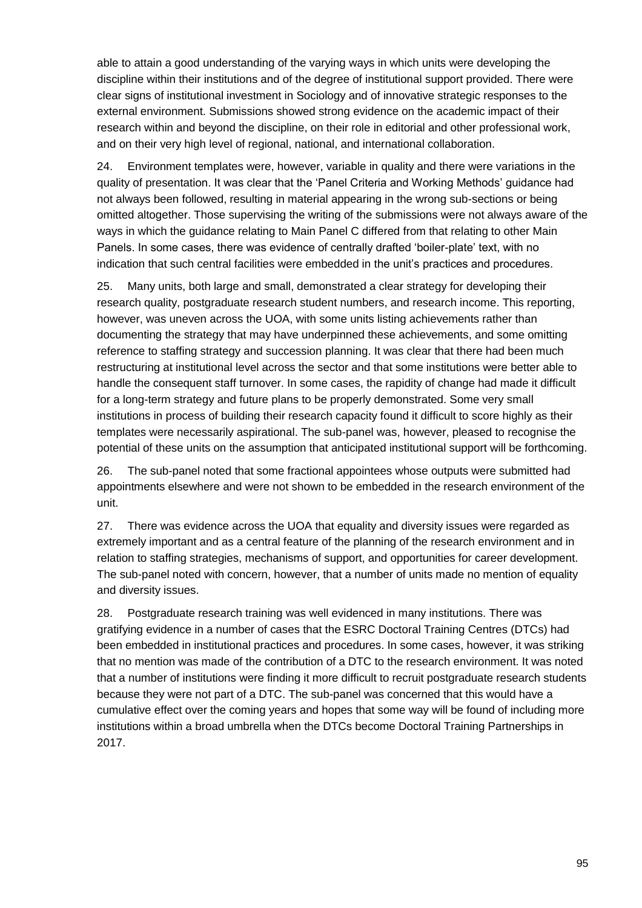able to attain a good understanding of the varying ways in which units were developing the discipline within their institutions and of the degree of institutional support provided. There were clear signs of institutional investment in Sociology and of innovative strategic responses to the external environment. Submissions showed strong evidence on the academic impact of their research within and beyond the discipline, on their role in editorial and other professional work, and on their very high level of regional, national, and international collaboration.

24. Environment templates were, however, variable in quality and there were variations in the quality of presentation. It was clear that the 'Panel Criteria and Working Methods' guidance had not always been followed, resulting in material appearing in the wrong sub-sections or being omitted altogether. Those supervising the writing of the submissions were not always aware of the ways in which the guidance relating to Main Panel C differed from that relating to other Main Panels. In some cases, there was evidence of centrally drafted 'boiler-plate' text, with no indication that such central facilities were embedded in the unit's practices and procedures.

25. Many units, both large and small, demonstrated a clear strategy for developing their research quality, postgraduate research student numbers, and research income. This reporting, however, was uneven across the UOA, with some units listing achievements rather than documenting the strategy that may have underpinned these achievements, and some omitting reference to staffing strategy and succession planning. It was clear that there had been much restructuring at institutional level across the sector and that some institutions were better able to handle the consequent staff turnover. In some cases, the rapidity of change had made it difficult for a long-term strategy and future plans to be properly demonstrated. Some very small institutions in process of building their research capacity found it difficult to score highly as their templates were necessarily aspirational. The sub-panel was, however, pleased to recognise the potential of these units on the assumption that anticipated institutional support will be forthcoming.

26. The sub-panel noted that some fractional appointees whose outputs were submitted had appointments elsewhere and were not shown to be embedded in the research environment of the unit.

27. There was evidence across the UOA that equality and diversity issues were regarded as extremely important and as a central feature of the planning of the research environment and in relation to staffing strategies, mechanisms of support, and opportunities for career development. The sub-panel noted with concern, however, that a number of units made no mention of equality and diversity issues.

28. Postgraduate research training was well evidenced in many institutions. There was gratifying evidence in a number of cases that the ESRC Doctoral Training Centres (DTCs) had been embedded in institutional practices and procedures. In some cases, however, it was striking that no mention was made of the contribution of a DTC to the research environment. It was noted that a number of institutions were finding it more difficult to recruit postgraduate research students because they were not part of a DTC. The sub-panel was concerned that this would have a cumulative effect over the coming years and hopes that some way will be found of including more institutions within a broad umbrella when the DTCs become Doctoral Training Partnerships in 2017.